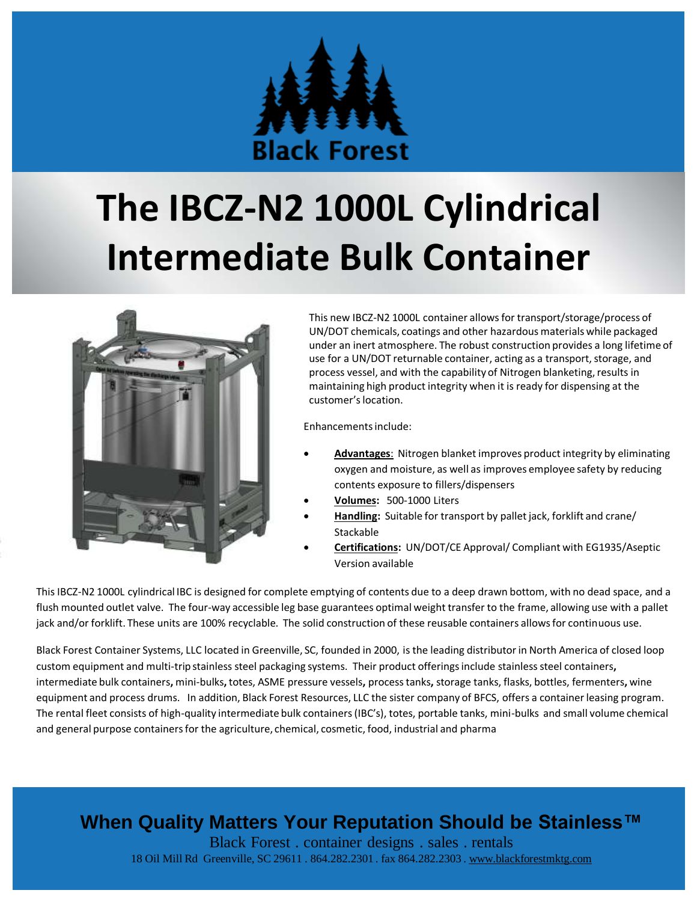Black Forest

# The IBCZ-N2 1000L Cylindrical Intermediate Bulk Container

This new IBCZ-N2 1000L container allows for transport/storage/process of UN/DOT chemicals, coatings and other hazardous materials while packaged under an inert atmosphere. The robust construction provides a long lifetime of use for a UN/DOT returnable container, acting as a transport, storage, and process vessel, and with the capability of Nitrogen blanketing, results in maintaining high product integrity when it is ready for dispensing at the customer's location.

Enhancements include:

- **Advantages**: Nitrogen blanket improves product integrity by eliminating oxygen and moisture, as well as improves employee safety by reducing contents exposure to fillers/dispensers
- **Volumes:** 500-1000 Liters
- **Handling:** Suitable for transport by pallet jack, forklift and crane/ Stackable
- **Certifications:** UN/DOT/CE Approval/ Compliant with EG1935/Aseptic Version available

This IBCZ-N2 1000L cylindrical IBC is designed for complete emptying of contents due to a deep drawn bottom, with no dead space, and a flush mounted outlet valve. The four-way accessible leg base guarantees optimal weight transfer to the frame, allowing use with a pallet jack and/or forklift. These units are 100% recyclable. The solid construction of these reusable containers allows for continuous use.

Black Forest Container Systems, LLC located in Greenville, SC, founded in 2000, is the leading distributor in North America of closed loop custom equipment and multi-trip stainless steel packaging systems. Their product offerings include stainless steel containers, intermediate bulk containers, mini-bulks, totes, ASME pressure vessels, process tanks, storage tanks, flasks, bottles, fermenters, wine equipment and process drums. In addition, Black Forest Resources, LLC the sister company of BFCS, offers a container leasing program. The rental fleet consists of high-quality intermediate bulk containers (IBC's), totes, portable tanks, mini-bulks and small volume chemical and general purpose containers for the agriculture, chemical, cosmetic, food, industrial and pharma

**When Quality Matters Your Reputation Should be Stainless™**

Black Forest . container designs . sales . rentals

18 Oil Mill Rd Greenville, SC 29611 . 864.282.2301 . fax 864.282.2303 . www.blackforestmktg.com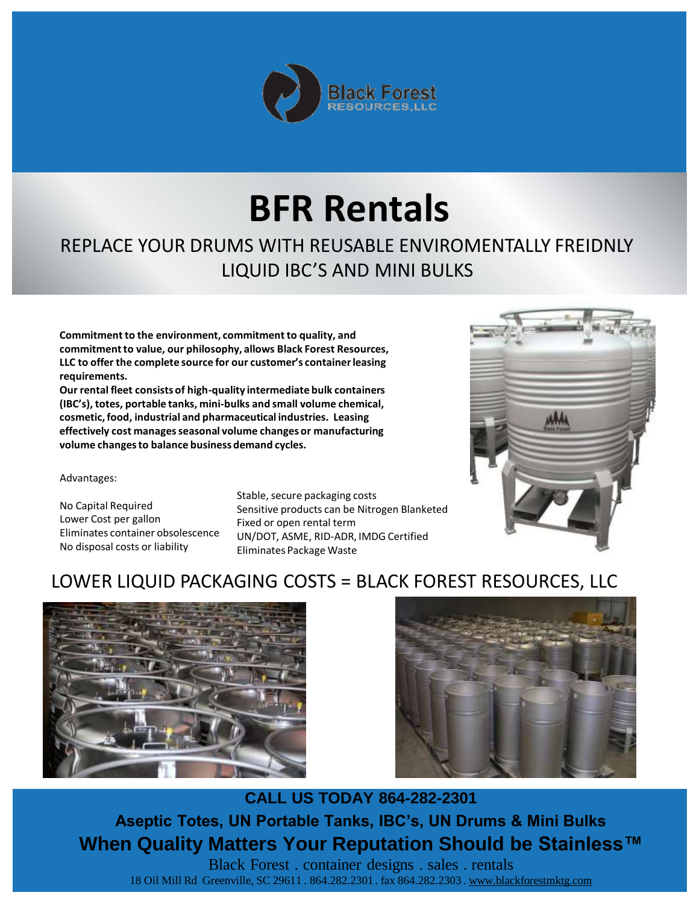# BFR Rentals

## REPLACE YOUR DRUMS WITH REUSABLE ENVIROMENTALLY FREIDNLY LIQUID IBC'S AND MINI BULKS

**Commitment to the environment, commitment to quality, and commitment to value, our philosophy, allows Black Forest Resources, LLC to offer the complete source for our customer's container leasing requirements.**

**Our rental fleet consists of high-quality intermediate bulk containers (IBC's), totes, portable tanks, mini-bulks and small volume chemical, cosmetic, food, industrial and pharmaceutical industries. Leasing effectively cost manages seasonal volume changes or manufacturing volume changes to balance business demand cycles.**

Advantages:

- No Capital Required
- Lower Cost per gallon
- Eliminates container obsolescence
- No disposal costs or liability
- Stable, secure packaging costs
- Sensitive products can be Nitrogen Blanketed
- Fixed or open rental term
- UN/DOT, ASME, RID-ADR, IMDG Certified
- Eliminates Package Waste

## LOWER LIQUID PACKAGING COSTS = BLACK FOREST RESOURCES, LLC

**CALL US TODAY 864-282-2301**

**Aseptic Totes, UN Portable Tanks, IBC's, UN Drums & Mini Bulks**

**When Quality Matters Your Reputation Should be Stainless™**

Black Forest . container designs . sales . rentals

18 Oil Mill Rd Greenville, SC 29611 . 864.282.2301 . fax 864.282.2303 . www.blackforestmktg.com